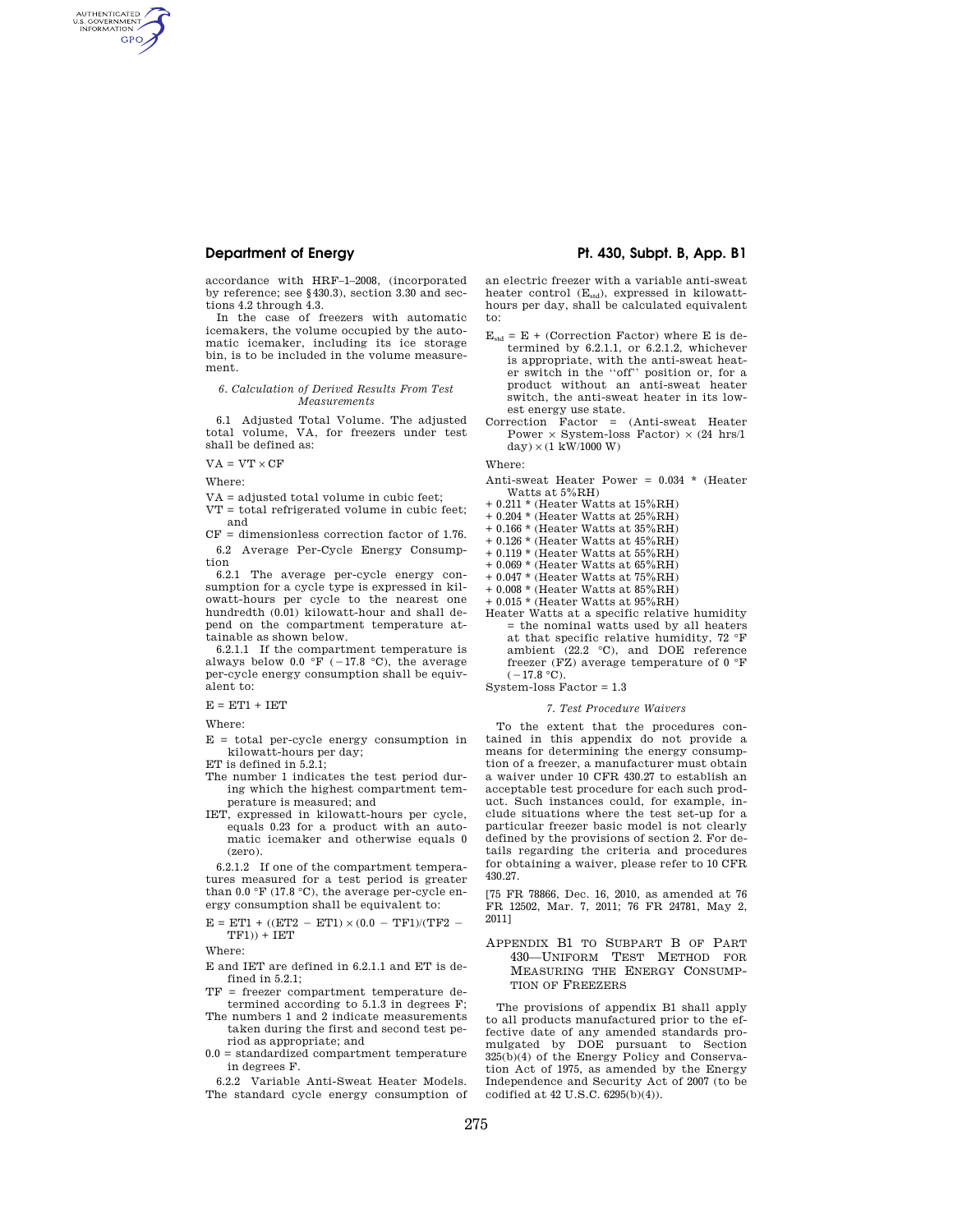accordance with HRF–1–2008, (incorporated by reference; see §430.3), section 3.30 and sections 4.2 through 4.3.

In the case of freezers with automatic icemakers, the volume occupied by the automatic icemaker, including its ice storage bin, is to be included in the volume measurement.

*6. Calculation of Derived Results From Test Measurements*

6.1 Adjusted Total Volume. The adjusted total volume, VA, for freezers under test shall be defined as:

$VA = VT \times CF$

Where:

VA = adjusted total volume in cubic feet;
VT = total refrigerated volume in cubic feet; and
CF = dimensionless correction factor of 1.76.

6.2 Average Per-Cycle Energy Consumption

6.2.1 The average per-cycle energy consumption for a cycle type is expressed in kilowatt-hours per cycle to the nearest one hundredth (0.01) kilowatt-hour and shall depend on the compartment temperature attainable as shown below.

6.2.1.1 If the compartment temperature is always below 0.0 °F (−17.8 °C), the average per-cycle energy consumption shall be equivalent to:

$E = ET1 + IET$

Where:

E = total per-cycle energy consumption in kilowatt-hours per day;
ET is defined in 5.2.1;
The number 1 indicates the test period during which the highest compartment temperature is measured; and
IET, expressed in kilowatt-hours per cycle, equals 0.23 for a product with an automatic icemaker and otherwise equals 0 (zero).

6.2.1.2 If one of the compartment temperatures measured for a test period is greater than 0.0 °F (17.8 °C), the average per-cycle energy consumption shall be equivalent to:

$E = ET1 + ((ET2 - ET1) \times (0.0 - TF1)/(TF2 - TF1)) + IET$

Where:

E and IET are defined in 6.2.1.1 and ET is defined in 5.2.1;
TF = freezer compartment temperature determined according to 5.1.3 in degrees F;
The numbers 1 and 2 indicate measurements taken during the first and second test period as appropriate; and
0.0 = standardized compartment temperature in degrees F.

6.2.2 Variable Anti-Sweat Heater Models. The standard cycle energy consumption of an electric freezer with a variable anti-sweat heater control ($E_{std}$), expressed in kilowatt-hours per day, shall be calculated equivalent to:

$E_{std}$ = E + (Correction Factor) where E is determined by 6.2.1.1, or 6.2.1.2, whichever is appropriate, with the anti-sweat heater switch in the "off" position or, for a product without an anti-sweat heater switch, the anti-sweat heater in its lowest energy use state.

Correction Factor = (Anti-sweat Heater Power × System-loss Factor) × (24 hrs/1 day) × (1 kW/1000 W)

Where:

Anti-sweat Heater Power = 0.034 * (Heater Watts at 5%RH)
+ 0.211 * (Heater Watts at 15%RH)
+ 0.204 * (Heater Watts at 25%RH)
+ 0.166 * (Heater Watts at 35%RH)
+ 0.126 * (Heater Watts at 45%RH)
+ 0.119 * (Heater Watts at 55%RH)
+ 0.069 * (Heater Watts at 65%RH)
+ 0.047 * (Heater Watts at 75%RH)
+ 0.008 * (Heater Watts at 85%RH)
+ 0.015 * (Heater Watts at 95%RH)

Heater Watts at a specific relative humidity = the nominal watts used by all heaters at that specific relative humidity, 72 °F ambient (22.2 °C), and DOE reference freezer (FZ) average temperature of 0 °F (−17.8 °C).

System-loss Factor = 1.3

*7. Test Procedure Waivers*

To the extent that the procedures contained in this appendix do not provide a means for determining the energy consumption of a freezer, a manufacturer must obtain a waiver under 10 CFR 430.27 to establish an acceptable test procedure for each such product. Such instances could, for example, include situations where the test set-up for a particular freezer basic model is not clearly defined by the provisions of section 2. For details regarding the criteria and procedures for obtaining a waiver, please refer to 10 CFR 430.27.

[75 FR 78866, Dec. 16, 2010, as amended at 76 FR 12502, Mar. 7, 2011; 76 FR 24781, May 2, 2011]

## Appendix B1 to Subpart B of Part 430—Uniform Test Method for Measuring the Energy Consumption of Freezers

The provisions of appendix B1 shall apply to all products manufactured prior to the effective date of any amended standards promulgated by DOE pursuant to Section 325(b)(4) of the Energy Policy and Conservation Act of 1975, as amended by the Energy Independence and Security Act of 2007 (to be codified at 42 U.S.C. 6295(b)(4)).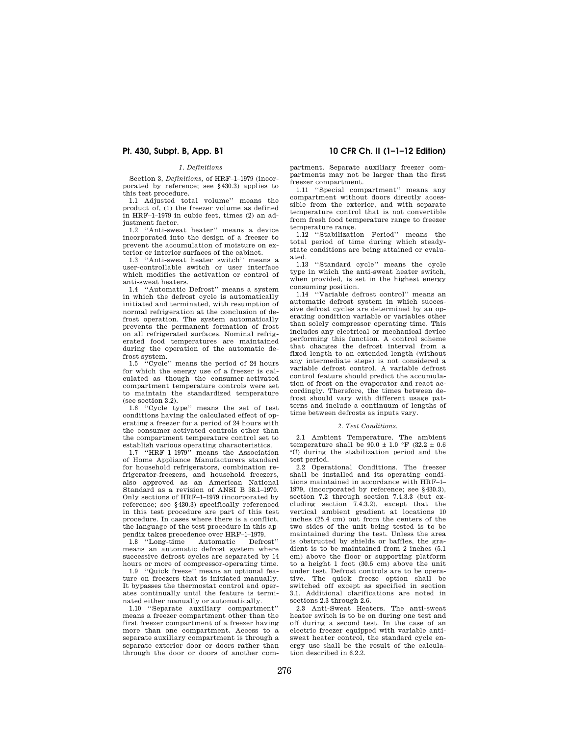*1. Definitions*

Section 3, *Definitions*, of HRF–1–1979 (incorporated by reference; see §430.3) applies to this test procedure.

1.1 Adjusted total volume'' means the product of, (1) the freezer volume as defined in HRF–1–1979 in cubic feet, times (2) an adjustment factor.

1.2 ''Anti-sweat heater'' means a device incorporated into the design of a freezer to prevent the accumulation of moisture on exterior or interior surfaces of the cabinet.

1.3 ''Anti-sweat heater switch'' means a user-controllable switch or user interface which modifies the activation or control of anti-sweat heaters.

1.4 ''Automatic Defrost'' means a system in which the defrost cycle is automatically initiated and terminated, with resumption of normal refrigeration at the conclusion of defrost operation. The system automatically prevents the permanent formation of frost on all refrigerated surfaces. Nominal refrigerated food temperatures are maintained during the operation of the automatic defrost system.

1.5 ''Cycle'' means the period of 24 hours for which the energy use of a freezer is calculated as though the consumer-activated compartment temperature controls were set to maintain the standardized temperature (see section 3.2).

1.6 ''Cycle type'' means the set of test conditions having the calculated effect of operating a freezer for a period of 24 hours with the consumer-activated controls other than the compartment temperature control set to establish various operating characteristics.

1.7 ''HRF–1–1979'' means the Association of Home Appliance Manufacturers standard for household refrigerators, combination refrigerator-freezers, and household freezers, also approved as an American National Standard as a revision of ANSI B 38.1–1970. Only sections of HRF–1–1979 (incorporated by reference; see §430.3) specifically referenced in this test procedure are part of this test procedure. In cases where there is a conflict, the language of the test procedure in this appendix takes precedence over HRF–1–1979.

1.8 ''Long-time Automatic Defrost'' means an automatic defrost system where successive defrost cycles are separated by 14 hours or more of compressor-operating time.

1.9 ''Quick freeze'' means an optional feature on freezers that is initiated manually. It bypasses the thermostat control and operates continually until the feature is terminated either manually or automatically.

1.10 ''Separate auxiliary compartment'' means a freezer compartment other than the first freezer compartment of a freezer having more than one compartment. Access to a separate auxiliary compartment is through a separate exterior door or doors rather than through the door or doors of another compartment. Separate auxiliary freezer compartments may not be larger than the first freezer compartment.

1.11 ''Special compartment'' means any compartment without doors directly accessible from the exterior, and with separate temperature control that is not convertible from fresh food temperature range to freezer temperature range.

1.12 ''Stabilization Period'' means the total period of time during which steady-state conditions are being attained or evaluated.

1.13 ''Standard cycle'' means the cycle type in which the anti-sweat heater switch, when provided, is set in the highest energy consuming position.

1.14 ''Variable defrost control'' means an automatic defrost system in which successive defrost cycles are determined by an operating condition variable or variables other than solely compressor operating time. This includes any electrical or mechanical device performing this function. A control scheme that changes the defrost interval from a fixed length to an extended length (without any intermediate steps) is not considered a variable defrost control. A variable defrost control feature should predict the accumulation of frost on the evaporator and react accordingly. Therefore, the times between defrost should vary with different usage patterns and include a continuum of lengths of time between defrosts as inputs vary.

*2. Test Conditions.*

2.1 Ambient Temperature. The ambient temperature shall be 90.0 ± 1.0 °F (32.2 ± 0.6 °C) during the stabilization period and the test period.

2.2 Operational Conditions. The freezer shall be installed and its operating conditions maintained in accordance with HRF–1–1979, (incorporated by reference; see §430.3), section 7.2 through section 7.4.3.3 (but excluding section 7.4.3.2), except that the vertical ambient gradient at locations 10 inches (25.4 cm) out from the centers of the two sides of the unit being tested is to be maintained during the test. Unless the area is obstructed by shields or baffles, the gradient is to be maintained from 2 inches (5.1 cm) above the floor or supporting platform to a height 1 foot (30.5 cm) above the unit under test. Defrost controls are to be operative. The quick freeze option shall be switched off except as specified in section 3.1. Additional clarifications are noted in sections 2.3 through 2.6.

2.3 Anti-Sweat Heaters. The anti-sweat heater switch is to be on during one test and off during a second test. In the case of an electric freezer equipped with variable anti-sweat heater control, the standard cycle energy use shall be the result of the calculation described in 6.2.2.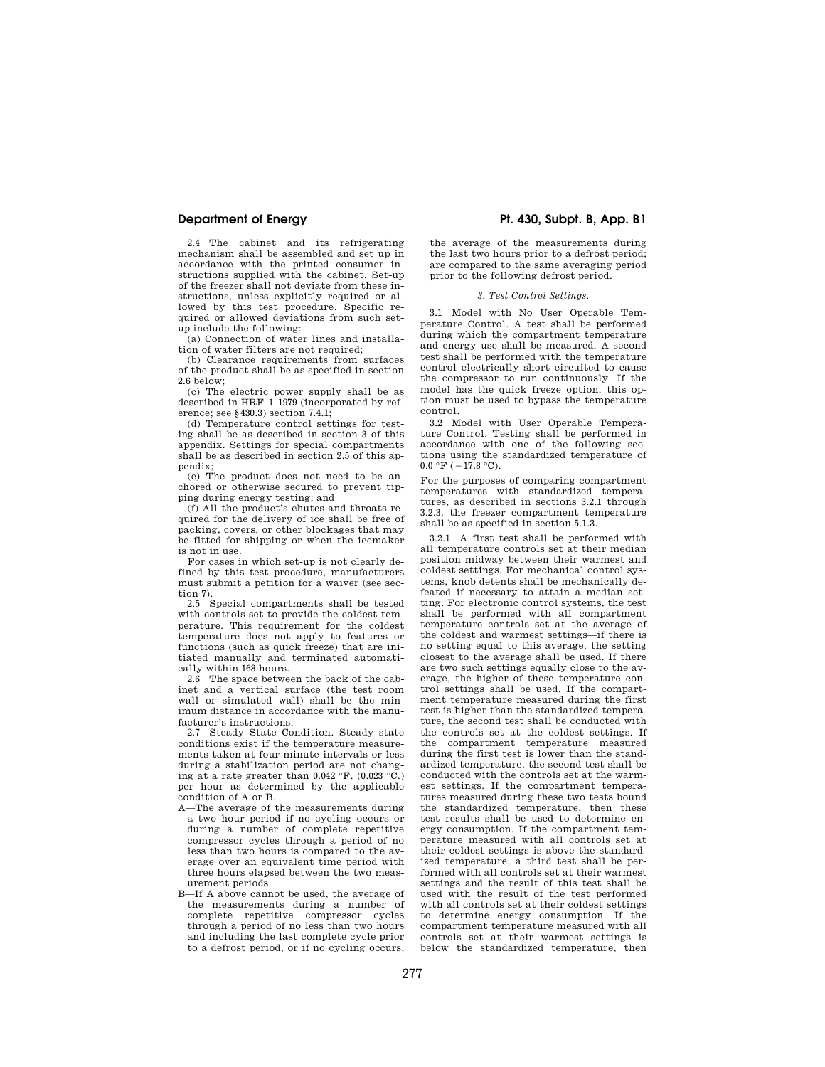2.4 The cabinet and its refrigerating mechanism shall be assembled and set up in accordance with the printed consumer instructions supplied with the cabinet. Set-up of the freezer shall not deviate from these instructions, unless explicitly required or allowed by this test procedure. Specific required or allowed deviations from such set-up include the following:

(a) Connection of water lines and installation of water filters are not required;

(b) Clearance requirements from surfaces of the product shall be as specified in section 2.6 below;

(c) The electric power supply shall be as described in HRF–1–1979 (incorporated by reference; see §430.3) section 7.4.1;

(d) Temperature control settings for testing shall be as described in section 3 of this appendix. Settings for special compartments shall be as described in section 2.5 of this appendix;

(e) The product does not need to be anchored or otherwise secured to prevent tipping during energy testing; and

(f) All the product's chutes and throats required for the delivery of ice shall be free of packing, covers, or other blockages that may be fitted for shipping or when the icemaker is not in use.

For cases in which set-up is not clearly defined by this test procedure, manufacturers must submit a petition for a waiver (see section 7).

2.5 Special compartments shall be tested with controls set to provide the coldest temperature. This requirement for the coldest temperature does not apply to features or functions (such as quick freeze) that are initiated manually and terminated automatically within 168 hours.

2.6 The space between the back of the cabinet and a vertical surface (the test room wall or simulated wall) shall be the minimum distance in accordance with the manufacturer's instructions.

2.7 Steady State Condition. Steady state conditions exist if the temperature measurements taken at four minute intervals or less during a stabilization period are not changing at a rate greater than 0.042 °F. (0.023 °C.) per hour as determined by the applicable condition of A or B.

A—The average of the measurements during a two hour period if no cycling occurs or during a number of complete repetitive compressor cycles through a period of no less than two hours is compared to the average over an equivalent time period with three hours elapsed between the two measurement periods.

B—If A above cannot be used, the average of the measurements during a number of complete repetitive compressor cycles through a period of no less than two hours and including the last complete cycle prior to a defrost period, or if no cycling occurs, the average of the measurements during the last two hours prior to a defrost period; are compared to the same averaging period prior to the following defrost period.

### *3. Test Control Settings.*

3.1 Model with No User Operable Temperature Control. A test shall be performed during which the compartment temperature and energy use shall be measured. A second test shall be performed with the temperature control electrically short circuited to cause the compressor to run continuously. If the model has the quick freeze option, this option must be used to bypass the temperature control.

3.2 Model with User Operable Temperature Control. Testing shall be performed in accordance with one of the following sections using the standardized temperature of 0.0 °F (−17.8 °C).

For the purposes of comparing compartment temperatures with standardized temperatures, as described in sections 3.2.1 through 3.2.3, the freezer compartment temperature shall be as specified in section 5.1.3.

3.2.1 A first test shall be performed with all temperature controls set at their median position midway between their warmest and coldest settings. For mechanical control systems, knob detents shall be mechanically defeated if necessary to attain a median setting. For electronic control systems, the test shall be performed with all compartment temperature controls set at the average of the coldest and warmest settings—if there is no setting equal to this average, the setting closest to the average shall be used. If there are two such settings equally close to the average, the higher of these temperature control settings shall be used. If the compartment temperature measured during the first test is higher than the standardized temperature, the second test shall be conducted with the controls set at the coldest settings. If the compartment temperature measured during the first test is lower than the standardized temperature, the second test shall be conducted with the controls set at the warmest settings. If the compartment temperatures measured during these two tests bound the standardized temperature, then these test results shall be used to determine energy consumption. If the compartment temperature measured with all controls set at their coldest settings is above the standardized temperature, a third test shall be performed with all controls set at their warmest settings and the result of this test shall be used with the result of the test performed with all controls set at their coldest settings to determine energy consumption. If the compartment temperature measured with all controls set at their warmest settings is below the standardized temperature, then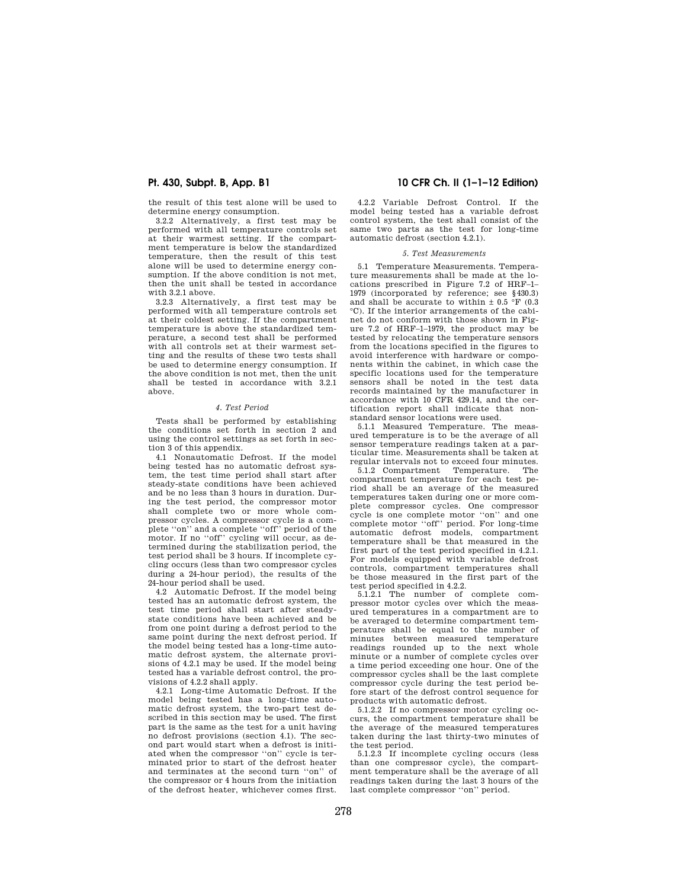the result of this test alone will be used to determine energy consumption.

3.2.2 Alternatively, a first test may be performed with all temperature controls set at their warmest setting. If the compartment temperature is below the standardized temperature, then the result of this test alone will be used to determine energy consumption. If the above condition is not met, then the unit shall be tested in accordance with 3.2.1 above.

3.2.3 Alternatively, a first test may be performed with all temperature controls set at their coldest setting. If the compartment temperature is above the standardized temperature, a second test shall be performed with all controls set at their warmest setting and the results of these two tests shall be used to determine energy consumption. If the above condition is not met, then the unit shall be tested in accordance with 3.2.1 above.

### *4. Test Period*

Tests shall be performed by establishing the conditions set forth in section 2 and using the control settings as set forth in section 3 of this appendix.

4.1 Nonautomatic Defrost. If the model being tested has no automatic defrost system, the test time period shall start after steady-state conditions have been achieved and be no less than 3 hours in duration. During the test period, the compressor motor shall complete two or more whole compressor cycles. A compressor cycle is a complete "on" and a complete "off" period of the motor. If no "off" cycling will occur, as determined during the stabilization period, the test period shall be 3 hours. If incomplete cycling occurs (less than two compressor cycles during a 24-hour period), the results of the 24-hour period shall be used.

4.2 Automatic Defrost. If the model being tested has an automatic defrost system, the test time period shall start after steady-state conditions have been achieved and be from one point during a defrost period to the same point during the next defrost period. If the model being tested has a long-time automatic defrost system, the alternate provisions of 4.2.1 may be used. If the model being tested has a variable defrost control, the provisions of 4.2.2 shall apply.

4.2.1 Long-time Automatic Defrost. If the model being tested has a long-time automatic defrost system, the two-part test described in this section may be used. The first part is the same as the test for a unit having no defrost provisions (section 4.1). The second part would start when a defrost is initiated when the compressor "on" cycle is terminated prior to start of the defrost heater and terminates at the second turn "on" of the compressor or 4 hours from the initiation of the defrost heater, whichever comes first.

4.2.2 Variable Defrost Control. If the model being tested has a variable defrost control system, the test shall consist of the same two parts as the test for long-time automatic defrost (section 4.2.1).

### *5. Test Measurements*

5.1 Temperature Measurements. Temperature measurements shall be made at the locations prescribed in Figure 7.2 of HRF–1–1979 (incorporated by reference; see §430.3) and shall be accurate to within ± 0.5 °F (0.3 °C). If the interior arrangements of the cabinet do not conform with those shown in Figure 7.2 of HRF–1–1979, the product may be tested by relocating the temperature sensors from the locations specified in the figures to avoid interference with hardware or components within the cabinet, in which case the specific locations used for the temperature sensors shall be noted in the test data records maintained by the manufacturer in accordance with 10 CFR 429.14, and the certification report shall indicate that non-standard sensor locations were used.

5.1.1 Measured Temperature. The measured temperature is to be the average of all sensor temperature readings taken at a particular time. Measurements shall be taken at regular intervals not to exceed four minutes.

5.1.2 Compartment Temperature. The compartment temperature for each test period shall be an average of the measured temperatures taken during one or more complete compressor cycles. One compressor cycle is one complete motor "on" and one complete motor "off" period. For long-time automatic defrost models, compartment temperature shall be that measured in the first part of the test period specified in 4.2.1. For models equipped with variable defrost controls, compartment temperatures shall be those measured in the first part of the test period specified in 4.2.2.

5.1.2.1 The number of complete compressor motor cycles over which the measured temperatures in a compartment are to be averaged to determine compartment temperature shall be equal to the number of minutes between measured temperature readings rounded up to the next whole minute or a number of complete cycles over a time period exceeding one hour. One of the compressor cycles shall be the last complete compressor cycle during the test period before start of the defrost control sequence for products with automatic defrost.

5.1.2.2 If no compressor motor cycling occurs, the compartment temperature shall be the average of the measured temperatures taken during the last thirty-two minutes of the test period.

5.1.2.3 If incomplete cycling occurs (less than one compressor cycle), the compartment temperature shall be the average of all readings taken during the last 3 hours of the last complete compressor "on" period.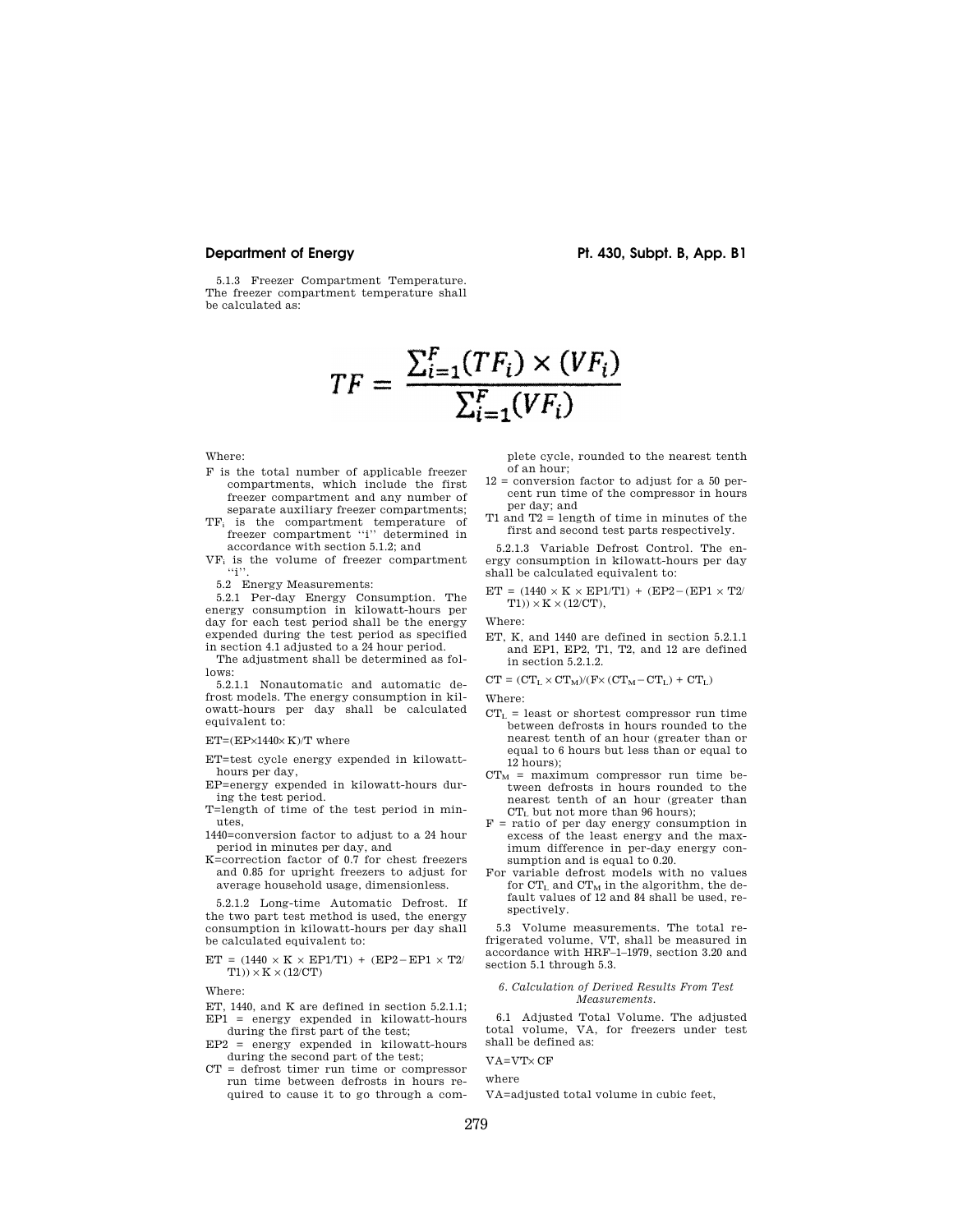5.1.3 Freezer Compartment Temperature. The freezer compartment temperature shall be calculated as:

$$TF = \frac{\sum_{i=1}^{F}(TF_i) \times (VF_i)}{\sum_{i=1}^{F}(VF_i)}$$

Where:

F is the total number of applicable freezer compartments, which include the first freezer compartment and any number of separate auxiliary freezer compartments;

$TF_i$ is the compartment temperature of freezer compartment "i" determined in accordance with section 5.1.2; and

$VF_i$ is the volume of freezer compartment "i".

5.2 Energy Measurements:

5.2.1 Per-day Energy Consumption. The energy consumption in kilowatt-hours per day for each test period shall be the energy expended during the test period as specified in section 4.1 adjusted to a 24 hour period.

The adjustment shall be determined as follows:

5.2.1.1 Nonautomatic and automatic defrost models. The energy consumption in kilowatt-hours per day shall be calculated equivalent to:

$ET=(EP\times1440\times K)/T$ where

ET=test cycle energy expended in kilowatt-hours per day,

EP=energy expended in kilowatt-hours during the test period.

T=length of time of the test period in minutes,

1440=conversion factor to adjust to a 24 hour period in minutes per day, and

K=correction factor of 0.7 for chest freezers and 0.85 for upright freezers to adjust for average household usage, dimensionless.

5.2.1.2 Long-time Automatic Defrost. If the two part test method is used, the energy consumption in kilowatt-hours per day shall be calculated equivalent to:

$ET = (1440 \times K \times EP1/T1) + (EP2 - EP1 \times T2/T1)) \times K \times (12/CT)$

Where:

ET, 1440, and K are defined in section 5.2.1.1;

EP1 = energy expended in kilowatt-hours during the first part of the test;

EP2 = energy expended in kilowatt-hours during the second part of the test;

CT = defrost timer run time or compressor run time between defrosts in hours required to cause it to go through a complete cycle, rounded to the nearest tenth of an hour;

12 = conversion factor to adjust for a 50 percent run time of the compressor in hours per day; and

T1 and T2 = length of time in minutes of the first and second test parts respectively.

5.2.1.3 Variable Defrost Control. The energy consumption in kilowatt-hours per day shall be calculated equivalent to:

$ET = (1440 \times K \times EP1/T1) + (EP2 - (EP1 \times T2/T1)) \times K \times (12/CT)$,

Where:

ET, K, and 1440 are defined in section 5.2.1.1 and EP1, EP2, T1, T2, and 12 are defined in section 5.2.1.2.

$CT = (CT_L \times CT_M)/(F\times(CT_M - CT_L) + CT_L)$

Where:

$CT_L$ = least or shortest compressor run time between defrosts in hours rounded to the nearest tenth of an hour (greater than or equal to 6 hours but less than or equal to 12 hours);

$CT_M$ = maximum compressor run time between defrosts in hours rounded to the nearest tenth of an hour (greater than $CT_L$ but not more than 96 hours);

F = ratio of per day energy consumption in excess of the least energy and the maximum difference in per-day energy consumption and is equal to 0.20.

For variable defrost models with no values for $CT_L$ and $CT_M$ in the algorithm, the default values of 12 and 84 shall be used, respectively.

5.3 Volume measurements. The total refrigerated volume, VT, shall be measured in accordance with HRF–1–1979, section 3.20 and section 5.1 through 5.3.

*6. Calculation of Derived Results From Test Measurements.*

6.1 Adjusted Total Volume. The adjusted total volume, VA, for freezers under test shall be defined as:

$VA=VT\times CF$

where

VA=adjusted total volume in cubic feet,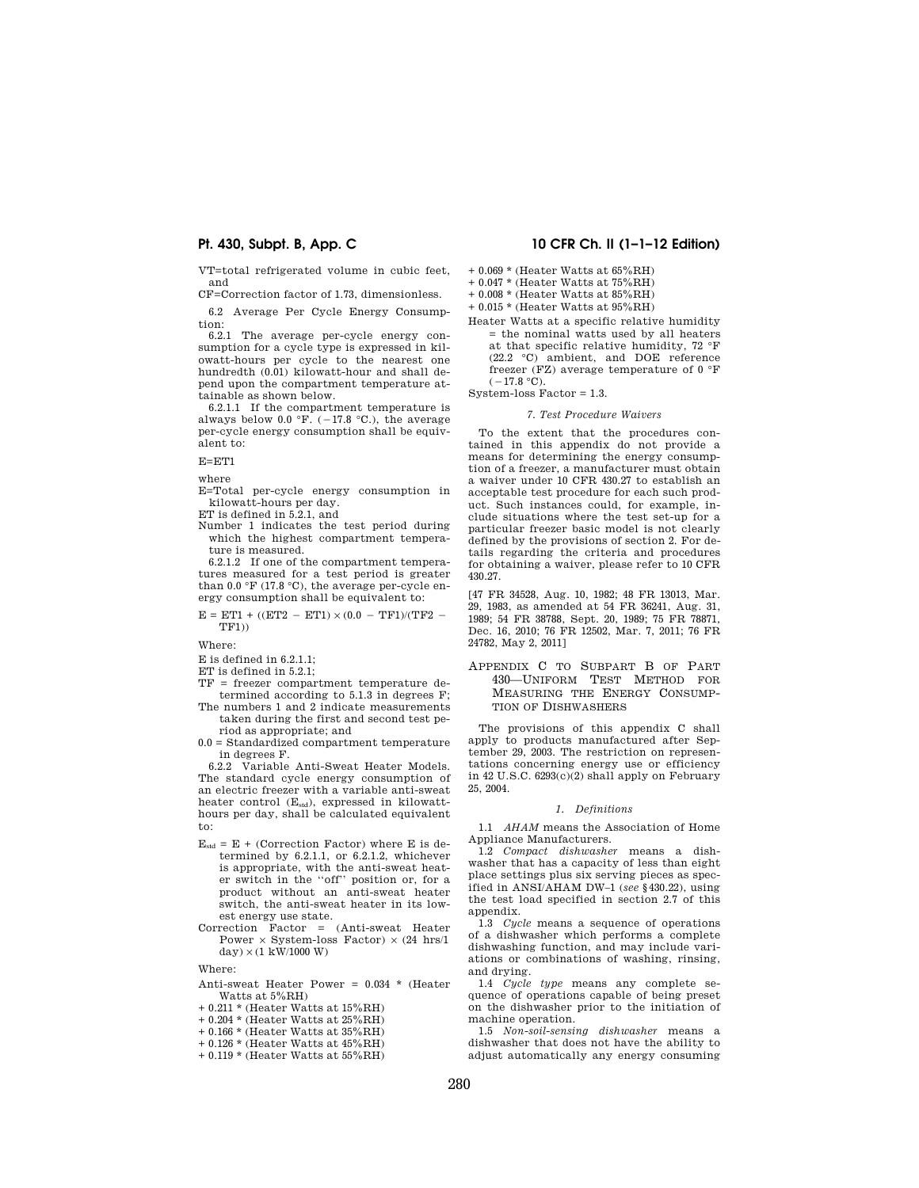VT=total refrigerated volume in cubic feet, and

CF=Correction factor of 1.73, dimensionless.

6.2 Average Per Cycle Energy Consumption:

6.2.1 The average per-cycle energy consumption for a cycle type is expressed in kilowatt-hours per cycle to the nearest one hundredth (0.01) kilowatt-hour and shall depend upon the compartment temperature attainable as shown below.

6.2.1.1 If the compartment temperature is always below 0.0 °F. (−17.8 °C.), the average per-cycle energy consumption shall be equivalent to:

$$E=ET1$$

where

E=Total per-cycle energy consumption in kilowatt-hours per day.

ET is defined in 5.2.1, and

Number 1 indicates the test period during which the highest compartment temperature is measured.

6.2.1.2 If one of the compartment temperatures measured for a test period is greater than 0.0 °F (17.8 °C), the average per-cycle energy consumption shall be equivalent to:

$$E = ET1 + ((ET2 - ET1) \times (0.0 - TF1)/(TF2 - TF1))$$

Where:

E is defined in 6.2.1.1;

ET is defined in 5.2.1;

TF = freezer compartment temperature determined according to 5.1.3 in degrees F;

The numbers 1 and 2 indicate measurements taken during the first and second test period as appropriate; and

0.0 = Standardized compartment temperature in degrees F.

6.2.2 Variable Anti-Sweat Heater Models. The standard cycle energy consumption of an electric freezer with a variable anti-sweat heater control ($E_{std}$), expressed in kilowatt-hours per day, shall be calculated equivalent to:

$E_{std}$ = E + (Correction Factor) where E is determined by 6.2.1.1, or 6.2.1.2, whichever is appropriate, with the anti-sweat heater switch in the "off" position or, for a product without an anti-sweat heater switch, the anti-sweat heater in its lowest energy use state.

Correction Factor = (Anti-sweat Heater Power × System-loss Factor) × (24 hrs/1 day) × (1 kW/1000 W)

Where:

Anti-sweat Heater Power = 0.034 * (Heater Watts at 5%RH)
+ 0.211 * (Heater Watts at 15%RH)
+ 0.204 * (Heater Watts at 25%RH)
+ 0.166 * (Heater Watts at 35%RH)
+ 0.126 * (Heater Watts at 45%RH)
+ 0.119 * (Heater Watts at 55%RH)
+ 0.069 * (Heater Watts at 65%RH)
+ 0.047 * (Heater Watts at 75%RH)
+ 0.008 * (Heater Watts at 85%RH)
+ 0.015 * (Heater Watts at 95%RH)

Heater Watts at a specific relative humidity = the nominal watts used by all heaters at that specific relative humidity, 72 °F (22.2 °C) ambient, and DOE reference freezer (FZ) average temperature of 0 °F (−17.8 °C).

System-loss Factor = 1.3.

### *7. Test Procedure Waivers*

To the extent that the procedures contained in this appendix do not provide a means for determining the energy consumption of a freezer, a manufacturer must obtain a waiver under 10 CFR 430.27 to establish an acceptable test procedure for each such product. Such instances could, for example, include situations where the test set-up for a particular freezer basic model is not clearly defined by the provisions of section 2. For details regarding the criteria and procedures for obtaining a waiver, please refer to 10 CFR 430.27.

[47 FR 34528, Aug. 10, 1982; 48 FR 13013, Mar. 29, 1983, as amended at 54 FR 36241, Aug. 31, 1989; 54 FR 38788, Sept. 20, 1989; 75 FR 78871, Dec. 16, 2010; 76 FR 12502, Mar. 7, 2011; 76 FR 24782, May 2, 2011]

## APPENDIX C TO SUBPART B OF PART 430—UNIFORM TEST METHOD FOR MEASURING THE ENERGY CONSUMPTION OF DISHWASHERS

The provisions of this appendix C shall apply to products manufactured after September 29, 2003. The restriction on representations concerning energy use or efficiency in 42 U.S.C. 6293(c)(2) shall apply on February 25, 2004.

### *1. Definitions*

1.1 *AHAM* means the Association of Home Appliance Manufacturers.

1.2 *Compact dishwasher* means a dishwasher that has a capacity of less than eight place settings plus six serving pieces as specified in ANSI/AHAM DW–1 (*see* §430.22), using the test load specified in section 2.7 of this appendix.

1.3 *Cycle* means a sequence of operations of a dishwasher which performs a complete dishwashing function, and may include variations or combinations of washing, rinsing, and drying.

1.4 *Cycle type* means any complete sequence of operations capable of being preset on the dishwasher prior to the initiation of machine operation.

1.5 *Non-soil-sensing dishwasher* means a dishwasher that does not have the ability to adjust automatically any energy consuming